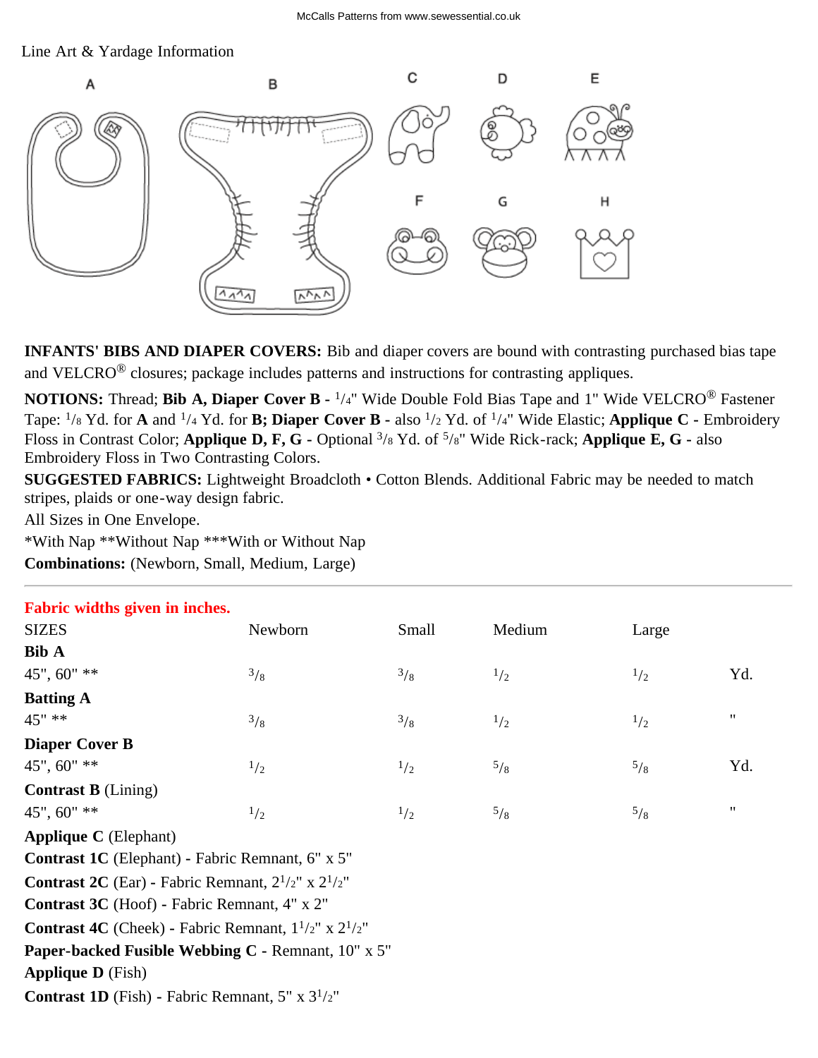Line Art & Yardage Information

A B C D E F G H

**INFANTS' BIBS AND DIAPER COVERS:** Bib and diaper covers are bound with contrasting purchased bias tape and VELCRO® closures; package includes patterns and instructions for contrasting appliques.

**NOTIONS:** Thread; **Bib A, Diaper Cover B** - 1/4" Wide Double Fold Bias Tape and 1" Wide VELCRO® Fastener Tape: 1/8 Yd. for **A** and 1/4 Yd. for **B; Diaper Cover B** - also 1/2 Yd. of 1/4" Wide Elastic; **Applique C** - Embroidery Floss in Contrast Color; **Applique D, F, G** - Optional 3/8 Yd. of 5/8" Wide Rick-rack; **Applique E, G** - also Embroidery Floss in Two Contrasting Colors.

**SUGGESTED FABRICS:** Lightweight Broadcloth • Cotton Blends. Additional Fabric may be needed to match stripes, plaids or one-way design fabric.

All Sizes in One Envelope.

*With Nap **Without Nap ***With or Without Nap

**Combinations:** (Newborn, Small, Medium, Large)

---

**Fabric widths given in inches.**

| SIZES | Newborn | Small | Medium | Large | |
|---|---|---|---|---|---|
| **Bib A** | | | | | |
| 45", 60" ** | 3/8 | 3/8 | 1/2 | 1/2 | Yd. |
| **Batting A** | | | | | |
| 45" ** | 3/8 | 3/8 | 1/2 | 1/2 | " |
| **Diaper Cover B** | | | | | |
| 45", 60" ** | 1/2 | 1/2 | 5/8 | 5/8 | Yd. |
| **Contrast B** (Lining) | | | | | |
| 45", 60" ** | 1/2 | 1/2 | 5/8 | 5/8 | " |

**Applique C** (Elephant)

**Contrast 1C** (Elephant) - Fabric Remnant, 6" x 5"

**Contrast 2C** (Ear) - Fabric Remnant, 2 1/2" x 2 1/2"

**Contrast 3C** (Hoof) - Fabric Remnant, 4" x 2"

**Contrast 4C** (Cheek) - Fabric Remnant, 1 1/2" x 2 1/2"

**Paper-backed Fusible Webbing C** - Remnant, 10" x 5"

**Applique D** (Fish)

**Contrast 1D** (Fish) - Fabric Remnant, 5" x 3 1/2"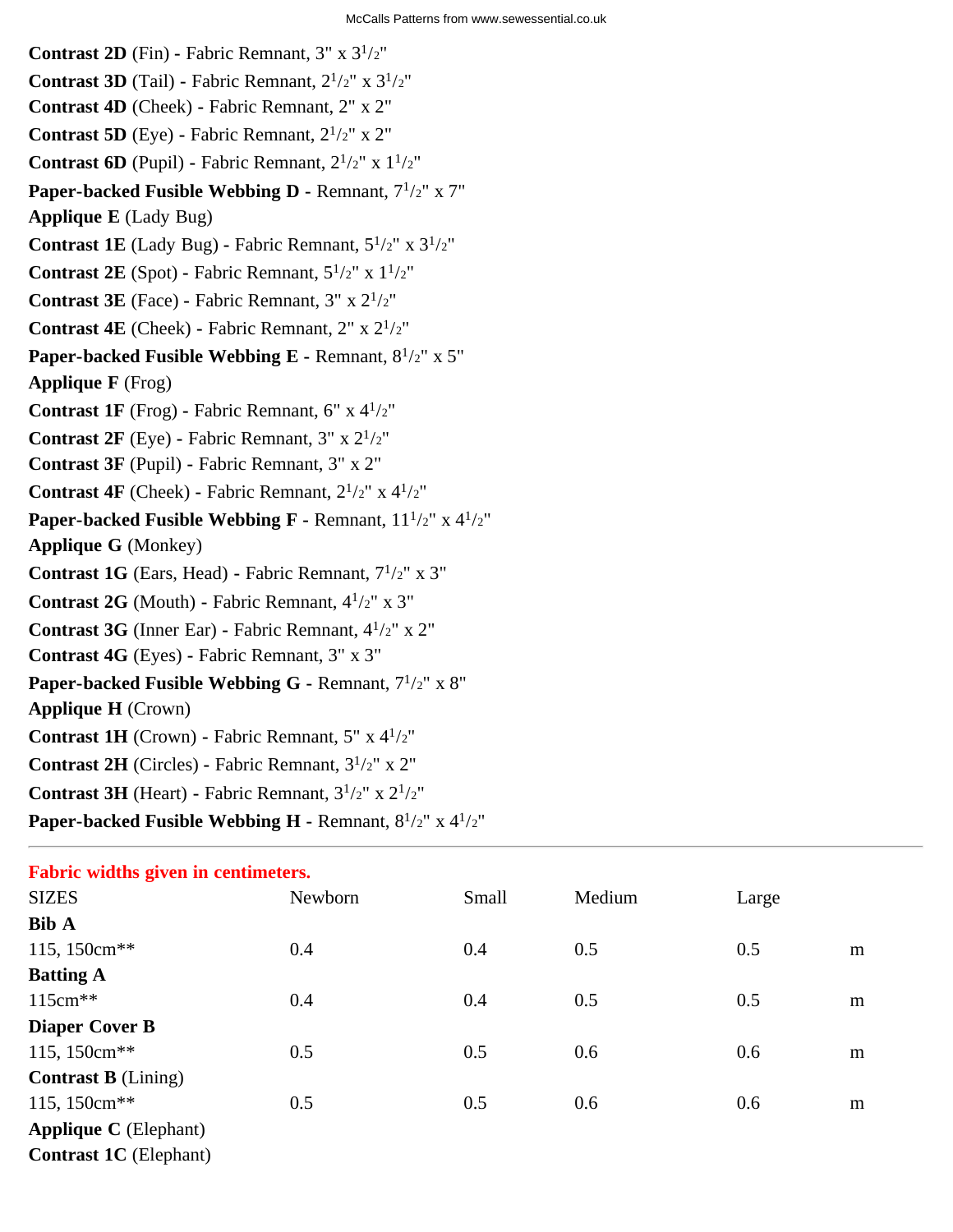**Contrast 2D** (Fin) - Fabric Remnant, 3" x 3$^1/_2$"

**Contrast 3D** (Tail) - Fabric Remnant, 2$^1/_2$" x 3$^1/_2$"

**Contrast 4D** (Cheek) - Fabric Remnant, 2" x 2"

**Contrast 5D** (Eye) - Fabric Remnant, 2$^1/_2$" x 2"

**Contrast 6D** (Pupil) - Fabric Remnant, 2$^1/_2$" x 1$^1/_2$"

**Paper-backed Fusible Webbing D** - Remnant, 7$^1/_2$" x 7"

**Applique E** (Lady Bug)

**Contrast 1E** (Lady Bug) - Fabric Remnant, 5$^1/_2$" x 3$^1/_2$"

**Contrast 2E** (Spot) - Fabric Remnant, 5$^1/_2$" x 1$^1/_2$"

**Contrast 3E** (Face) - Fabric Remnant, 3" x 2$^1/_2$"

**Contrast 4E** (Cheek) - Fabric Remnant, 2" x 2$^1/_2$"

**Paper-backed Fusible Webbing E** - Remnant, 8$^1/_2$" x 5"

**Applique F** (Frog)

**Contrast 1F** (Frog) - Fabric Remnant, 6" x 4$^1/_2$"

**Contrast 2F** (Eye) - Fabric Remnant, 3" x 2$^1/_2$"

**Contrast 3F** (Pupil) - Fabric Remnant, 3" x 2"

**Contrast 4F** (Cheek) - Fabric Remnant, 2$^1/_2$" x 4$^1/_2$"

**Paper-backed Fusible Webbing F** - Remnant, 11$^1/_2$" x 4$^1/_2$"

**Applique G** (Monkey)

**Contrast 1G** (Ears, Head) - Fabric Remnant, 7$^1/_2$" x 3"

**Contrast 2G** (Mouth) - Fabric Remnant, 4$^1/_2$" x 3"

**Contrast 3G** (Inner Ear) - Fabric Remnant, 4$^1/_2$" x 2"

**Contrast 4G** (Eyes) - Fabric Remnant, 3" x 3"

**Paper-backed Fusible Webbing G** - Remnant, 7$^1/_2$" x 8"

**Applique H** (Crown)

**Contrast 1H** (Crown) - Fabric Remnant, 5" x 4$^1/_2$"

**Contrast 2H** (Circles) - Fabric Remnant, 3$^1/_2$" x 2"

**Contrast 3H** (Heart) - Fabric Remnant, 3$^1/_2$" x 2$^1/_2$"

**Paper-backed Fusible Webbing H** - Remnant, 8$^1/_2$" x 4$^1/_2$"

---

**Fabric widths given in centimeters.**

| SIZES | Newborn | Small | Medium | Large | |
|---|---|---|---|---|---|
| **Bib A** | | | | | |
| 115, 150cm** | 0.4 | 0.4 | 0.5 | 0.5 | m |
| **Batting A** | | | | | |
| 115cm** | 0.4 | 0.4 | 0.5 | 0.5 | m |
| **Diaper Cover B** | | | | | |
| 115, 150cm** | 0.5 | 0.5 | 0.6 | 0.6 | m |
| **Contrast B** (Lining) | | | | | |
| 115, 150cm** | 0.5 | 0.5 | 0.6 | 0.6 | m |
| **Applique C** (Elephant) | | | | | |
| **Contrast 1C** (Elephant) | | | | | |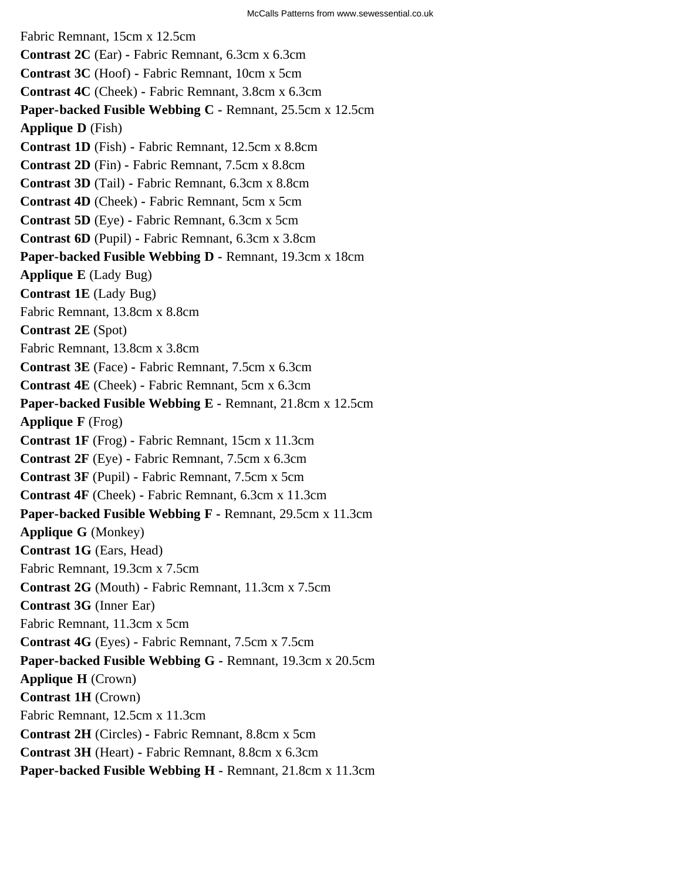Fabric Remnant, 15cm x 12.5cm

**Contrast 2C** (Ear) **-** Fabric Remnant, 6.3cm x 6.3cm

**Contrast 3C** (Hoof) **-** Fabric Remnant, 10cm x 5cm

**Contrast 4C** (Cheek) **-** Fabric Remnant, 3.8cm x 6.3cm

**Paper-backed Fusible Webbing C -** Remnant, 25.5cm x 12.5cm

**Applique D** (Fish)

**Contrast 1D** (Fish) **-** Fabric Remnant, 12.5cm x 8.8cm

**Contrast 2D** (Fin) **-** Fabric Remnant, 7.5cm x 8.8cm

**Contrast 3D** (Tail) **-** Fabric Remnant, 6.3cm x 8.8cm

**Contrast 4D** (Cheek) **-** Fabric Remnant, 5cm x 5cm

**Contrast 5D** (Eye) **-** Fabric Remnant, 6.3cm x 5cm

**Contrast 6D** (Pupil) **-** Fabric Remnant, 6.3cm x 3.8cm

**Paper-backed Fusible Webbing D -** Remnant, 19.3cm x 18cm

**Applique E** (Lady Bug)

**Contrast 1E** (Lady Bug)

Fabric Remnant, 13.8cm x 8.8cm

**Contrast 2E** (Spot)

Fabric Remnant, 13.8cm x 3.8cm

**Contrast 3E** (Face) **-** Fabric Remnant, 7.5cm x 6.3cm

**Contrast 4E** (Cheek) **-** Fabric Remnant, 5cm x 6.3cm

**Paper-backed Fusible Webbing E -** Remnant, 21.8cm x 12.5cm

**Applique F** (Frog)

**Contrast 1F** (Frog) **-** Fabric Remnant, 15cm x 11.3cm

**Contrast 2F** (Eye) **-** Fabric Remnant, 7.5cm x 6.3cm

**Contrast 3F** (Pupil) **-** Fabric Remnant, 7.5cm x 5cm

**Contrast 4F** (Cheek) **-** Fabric Remnant, 6.3cm x 11.3cm

**Paper-backed Fusible Webbing F -** Remnant, 29.5cm x 11.3cm

**Applique G** (Monkey)

**Contrast 1G** (Ears, Head)

Fabric Remnant, 19.3cm x 7.5cm

**Contrast 2G** (Mouth) **-** Fabric Remnant, 11.3cm x 7.5cm

**Contrast 3G** (Inner Ear)

Fabric Remnant, 11.3cm x 5cm

**Contrast 4G** (Eyes) **-** Fabric Remnant, 7.5cm x 7.5cm

**Paper-backed Fusible Webbing G -** Remnant, 19.3cm x 20.5cm

**Applique H** (Crown)

**Contrast 1H** (Crown)

Fabric Remnant, 12.5cm x 11.3cm

**Contrast 2H** (Circles) **-** Fabric Remnant, 8.8cm x 5cm

**Contrast 3H** (Heart) **-** Fabric Remnant, 8.8cm x 6.3cm

**Paper-backed Fusible Webbing H -** Remnant, 21.8cm x 11.3cm